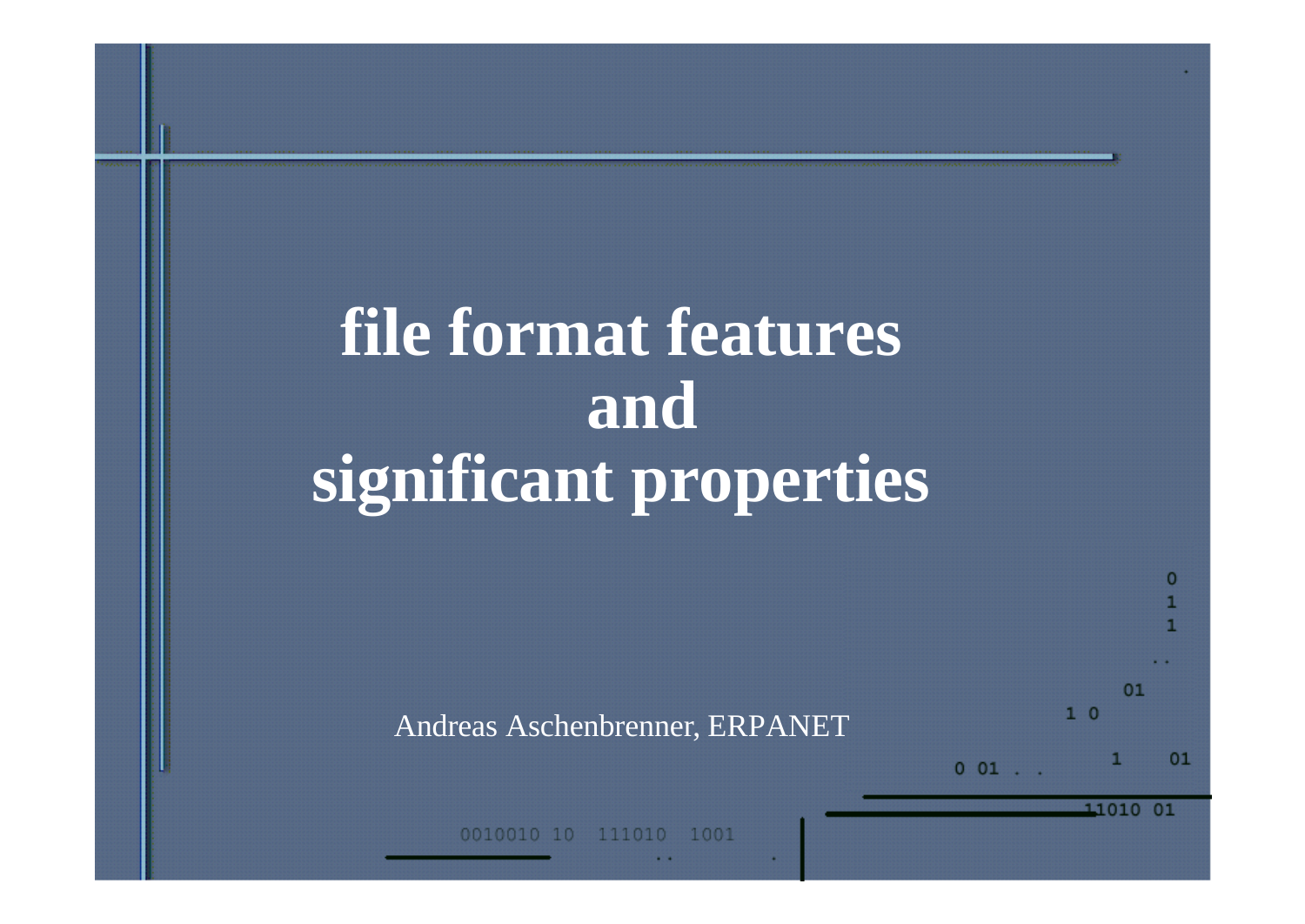# file format features and significant properties

Andreas Aschenbrenner, ERPANET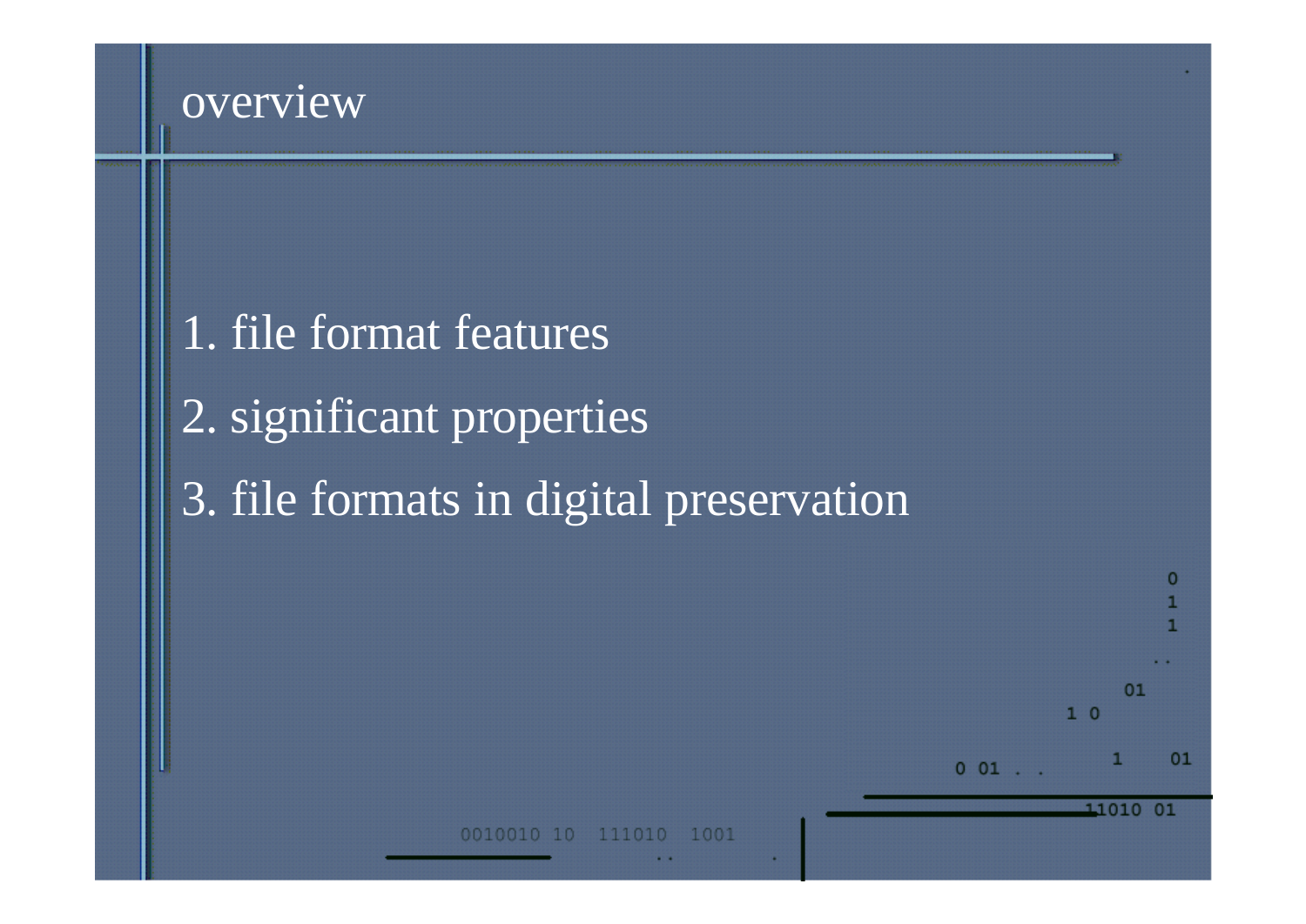# overview

1. file format features
2. significant properties
3. file formats in digital preservation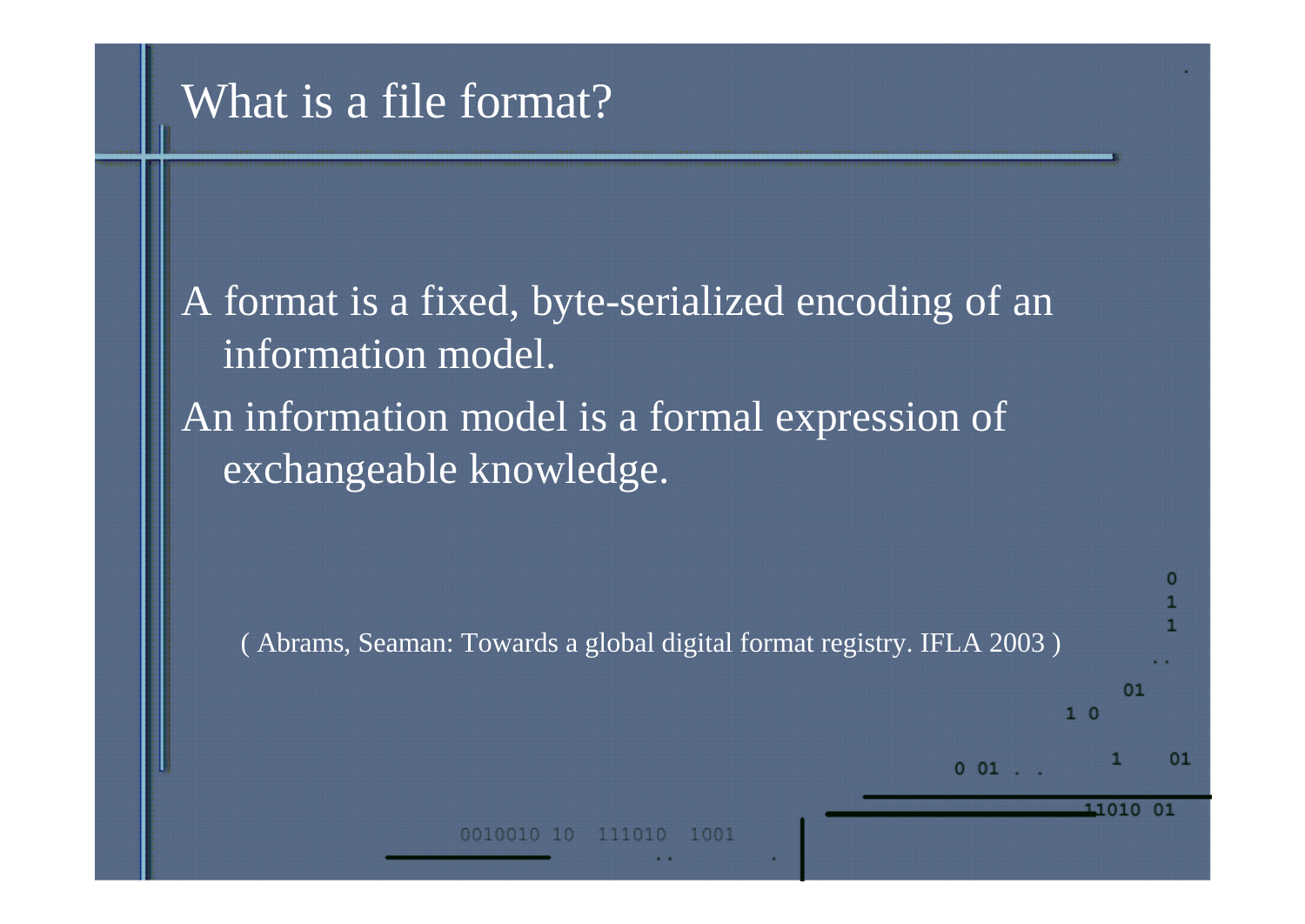# What is a file format?

A format is a fixed, byte-serialized encoding of an information model.

An information model is a formal expression of exchangeable knowledge.

( Abrams, Seaman: Towards a global digital format registry. IFLA 2003 )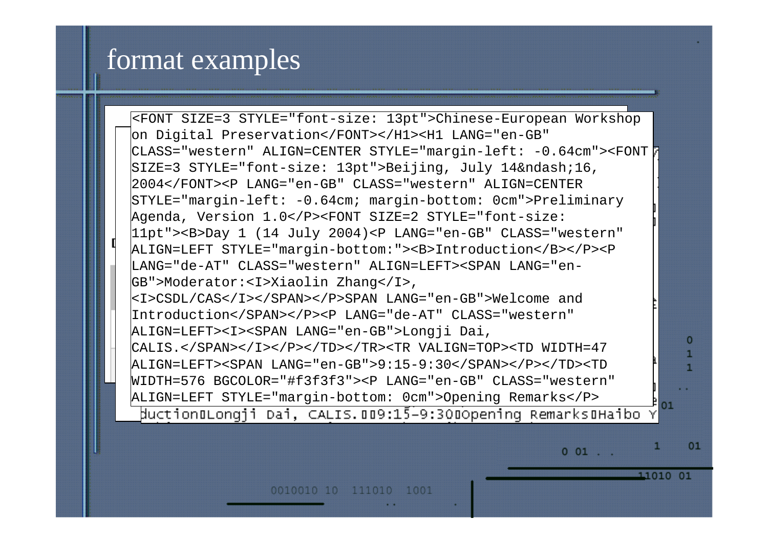# format examples

```
<FONT SIZE=3 STYLE="font-size: 13pt">Chinese-European Workshop
on Digital Preservation</FONT></H1><H1 LANG="en-GB"
CLASS="western" ALIGN=CENTER STYLE="margin-left: -0.64cm"><FONT
SIZE=3 STYLE="font-size: 13pt">Beijing, July 14&ndash;16,
2004</FONT><P LANG="en-GB" CLASS="western" ALIGN=CENTER
STYLE="margin-left: -0.64cm; margin-bottom: 0cm">Preliminary
Agenda, Version 1.0</P><FONT SIZE=2 STYLE="font-size:
11pt"><B>Day 1 (14 July 2004)<P LANG="en-GB" CLASS="western"
ALIGN=LEFT STYLE="margin-bottom:"><B>Introduction</B></P><P
LANG="de-AT" CLASS="western" ALIGN=LEFT><SPAN LANG="en-
GB">Moderator:<I>Xiaolin Zhang</I>,
<I>CSDL/CAS</I></SPAN></P>SPAN LANG="en-GB">Welcome and
Introduction</SPAN></P><P LANG="de-AT" CLASS="western"
ALIGN=LEFT><I><SPAN LANG="en-GB">Longji Dai,
CALIS.</SPAN></I></P></TD></TR><TR VALIGN=TOP><TD WIDTH=47
ALIGN=LEFT><SPAN LANG="en-GB">9:15-9:30</SPAN></P></TD><TD
WIDTH=576 BGCOLOR="#f3f3f3"><P LANG="en-GB" CLASS="western"
ALIGN=LEFT STYLE="margin-bottom: 0cm">Opening Remarks</P>
```

```
duction□Longji Dai, CALIS.□□9:15-9:30□Opening Remarks□Haibo Y
```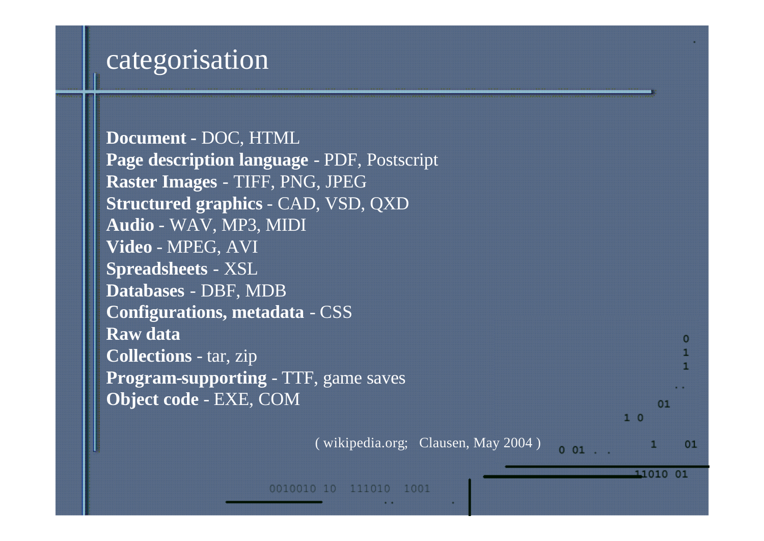# categorisation

**Document -** DOC, HTML
**Page description language** - PDF, Postscript
**Raster Images** - TIFF, PNG, JPEG
**Structured graphics** - CAD, VSD, QXD
**Audio** - WAV, MP3, MIDI
**Video** - MPEG, AVI
**Spreadsheets** - XSL
**Databases** - DBF, MDB
**Configurations, metadata** - CSS
**Raw data**
**Collections** - tar, zip
**Program-supporting** - TTF, game saves
**Object code** - EXE, COM

( wikipedia.org; Clausen, May 2004 )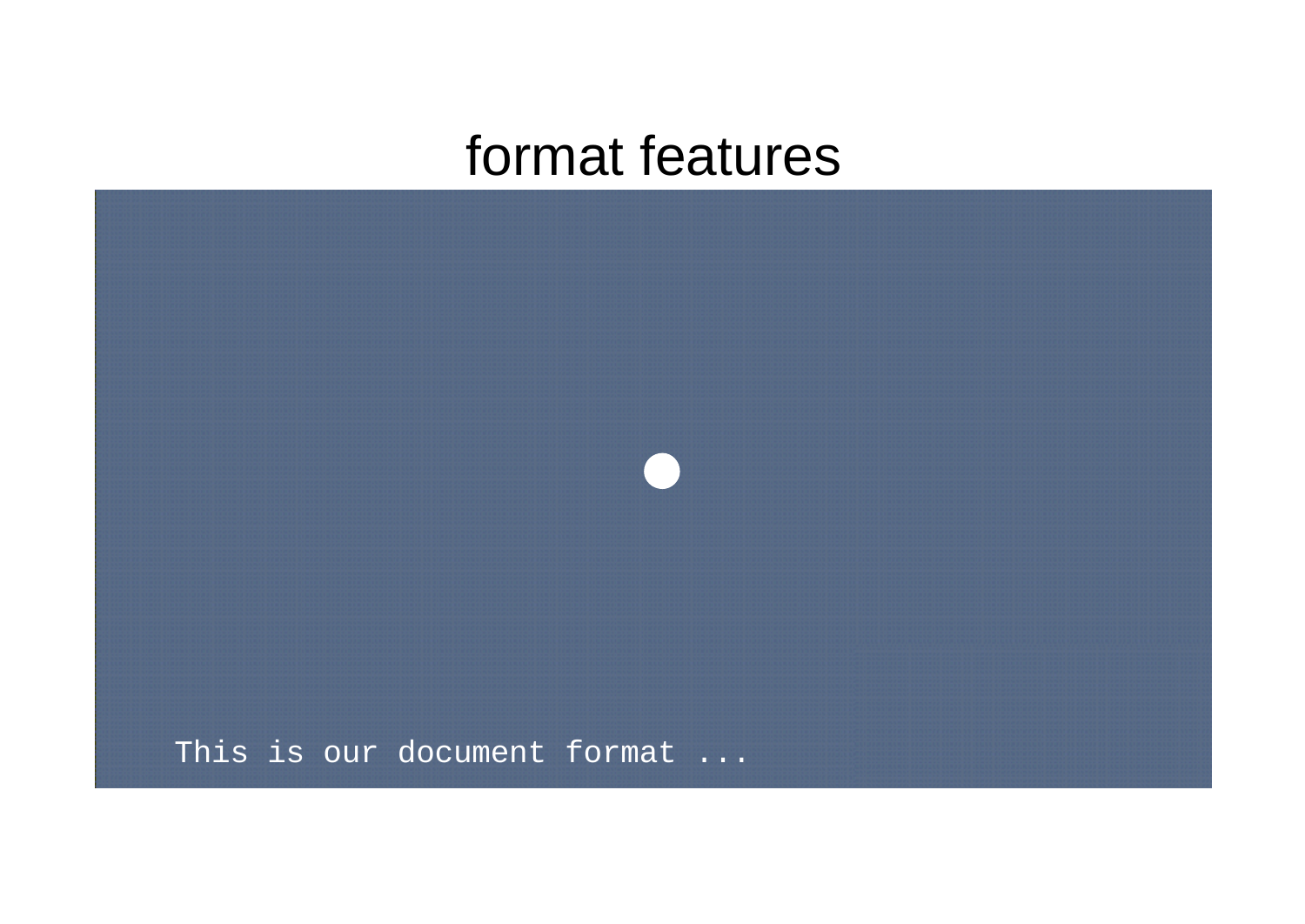# format features

This is our document format ...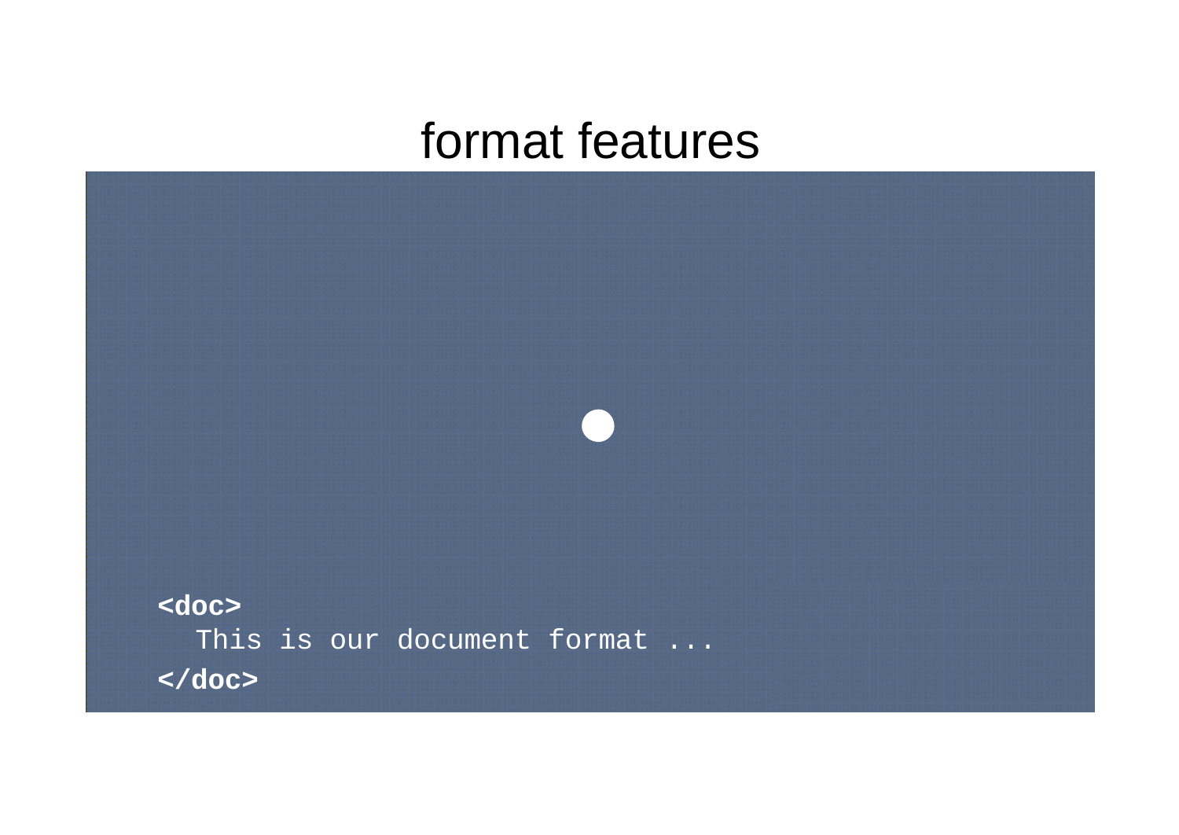# format features

```
<doc>
  This is our document format ...
</doc>
```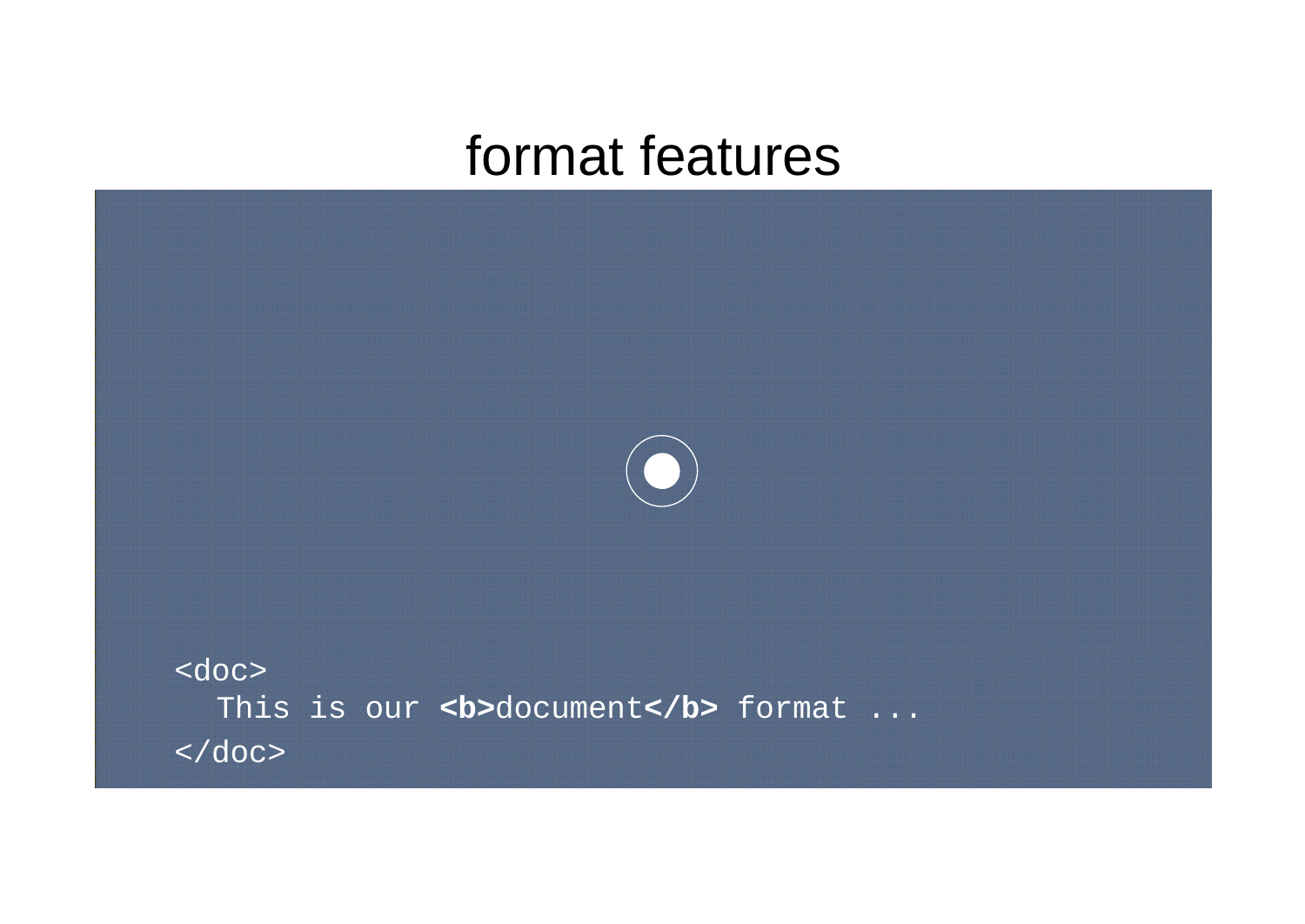# format features

```
<doc>
  This is our <b>document</b> format ...
</doc>
```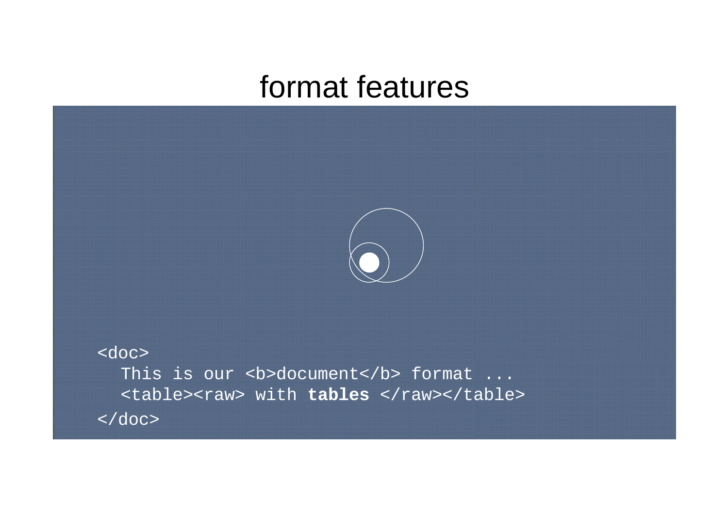# format features

```
<doc>
  This is our <b>document</b> format ...
  <table><raw> with tables </raw></table>
</doc>
```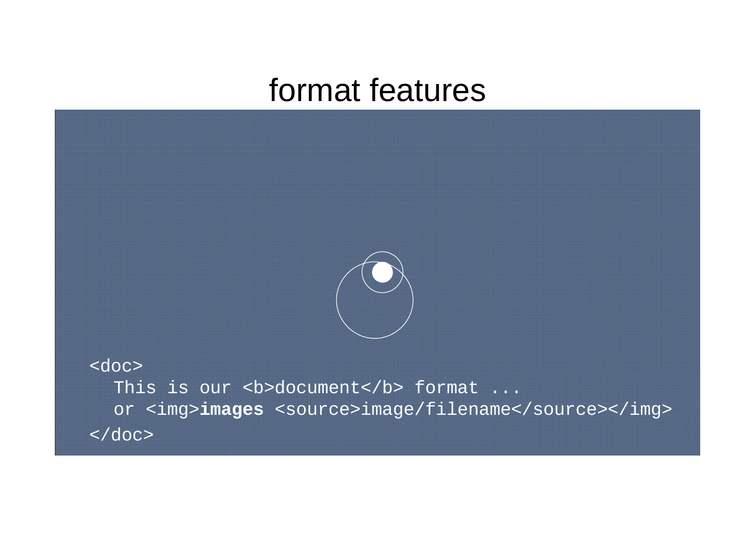# format features

```
<doc>
  This is our <b>document</b> format ...
  or <img>images <source>image/filename</source></img>
</doc>
```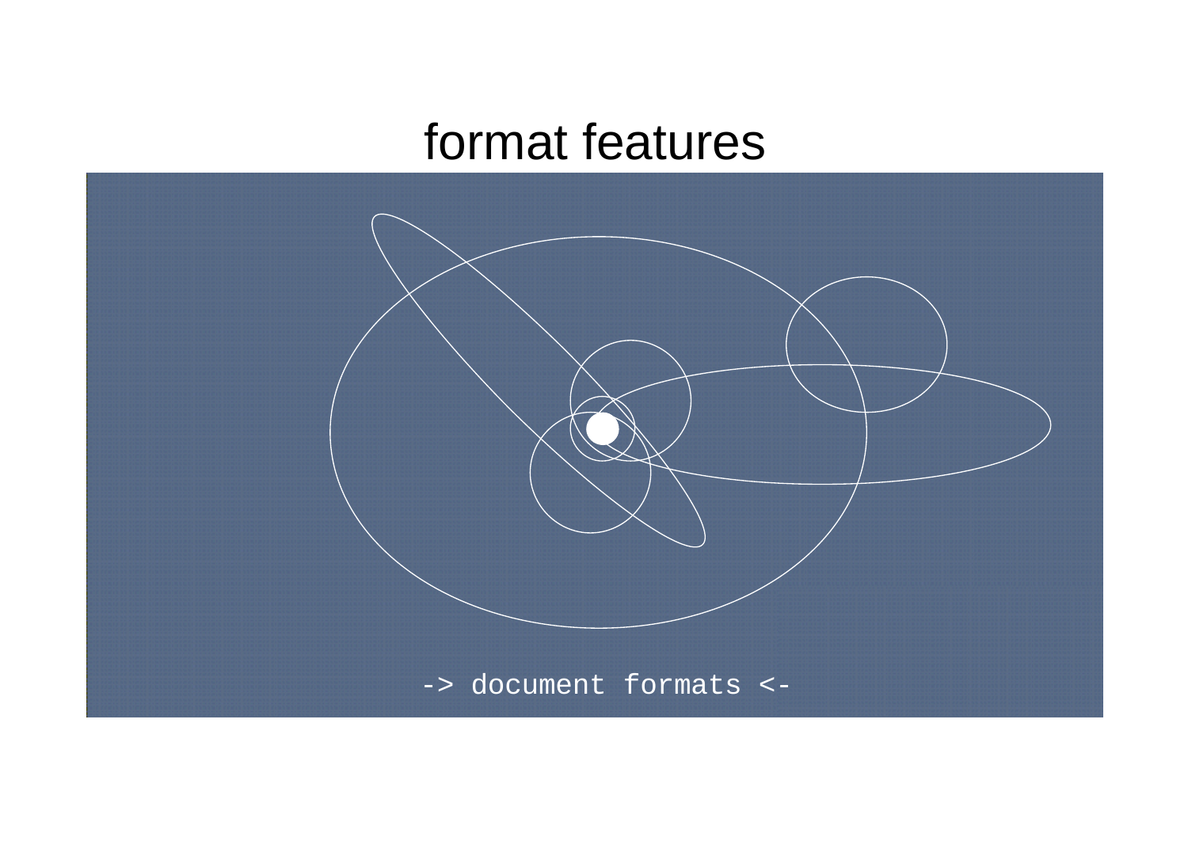# format features

-> document formats <-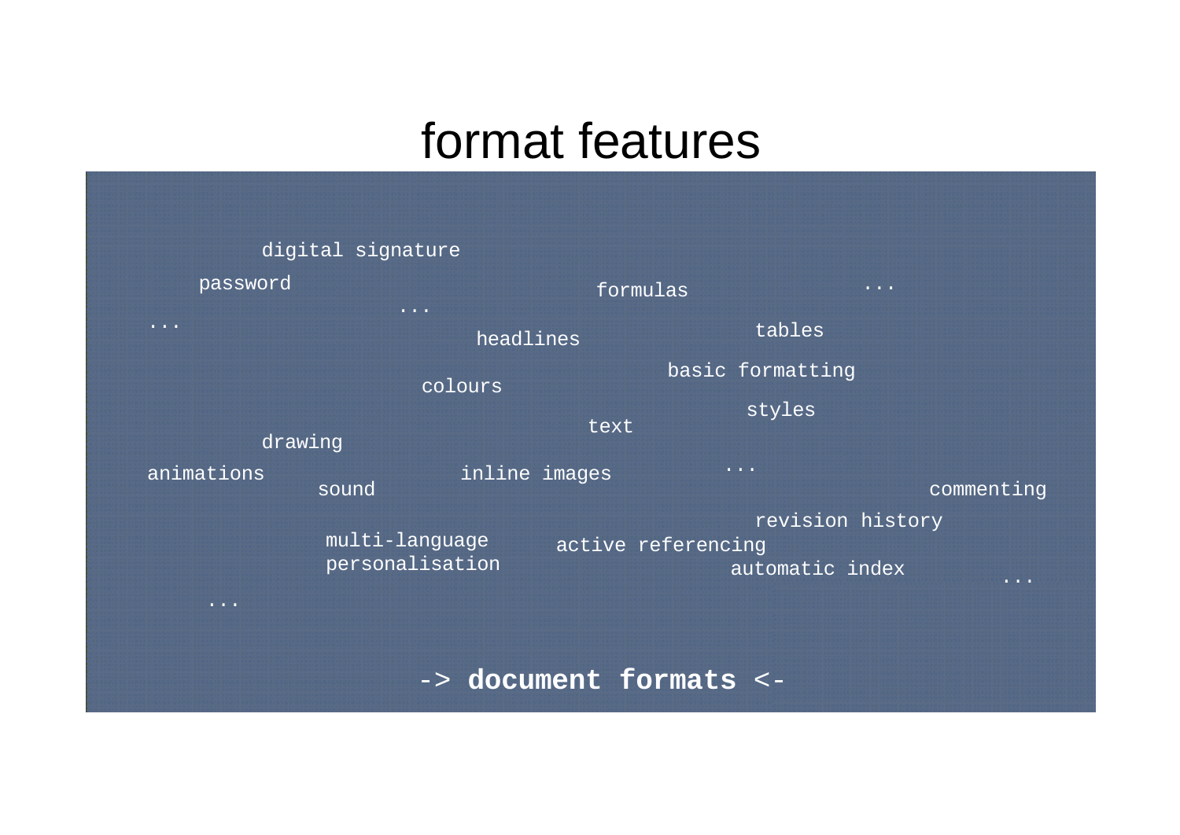# format features

digital signature

password

formulas

...

...

...

headlines

tables

basic formatting

colours

styles

text

drawing

animations

inline images

...

sound

commenting

revision history

multi-language personalisation

active referencing

automatic index

...

...

-> **document formats** <-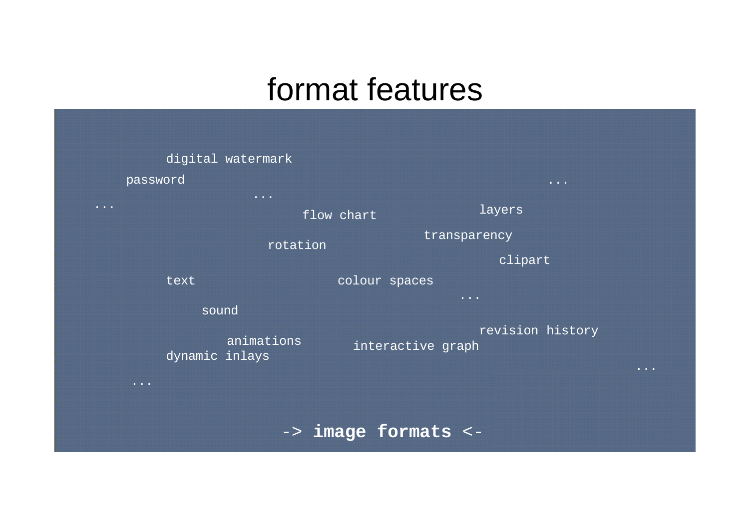# format features

digital watermark

password

...

...

...

flow chart

layers

transparency

rotation

clipart

text

colour spaces

...

sound

revision history

animations

interactive graph

dynamic inlays

...

...

-> **image formats** <-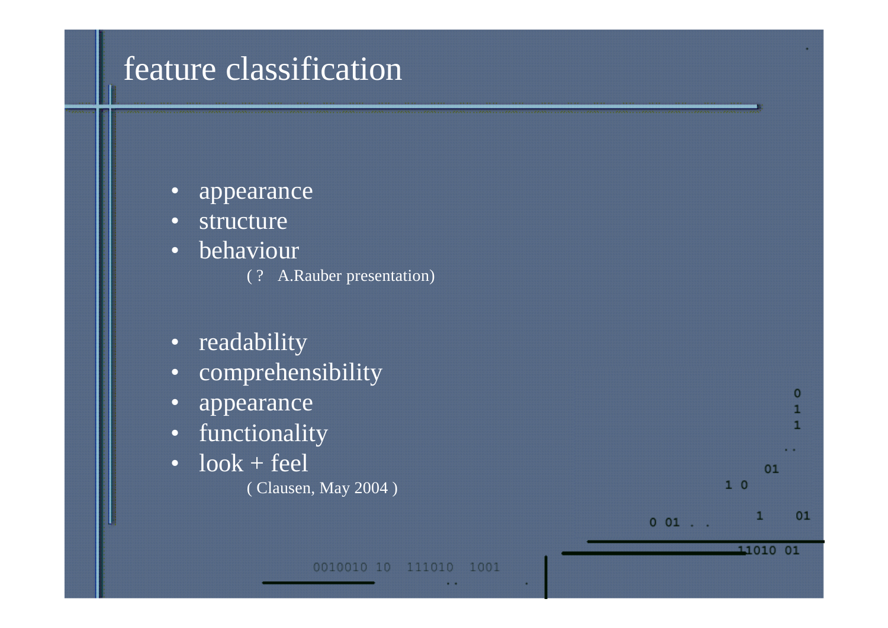# feature classification

- appearance
- structure
- behaviour

  ( ?   A.Rauber presentation)

- readability
- comprehensibility
- appearance
- functionality
- look + feel

  ( Clausen, May 2004 )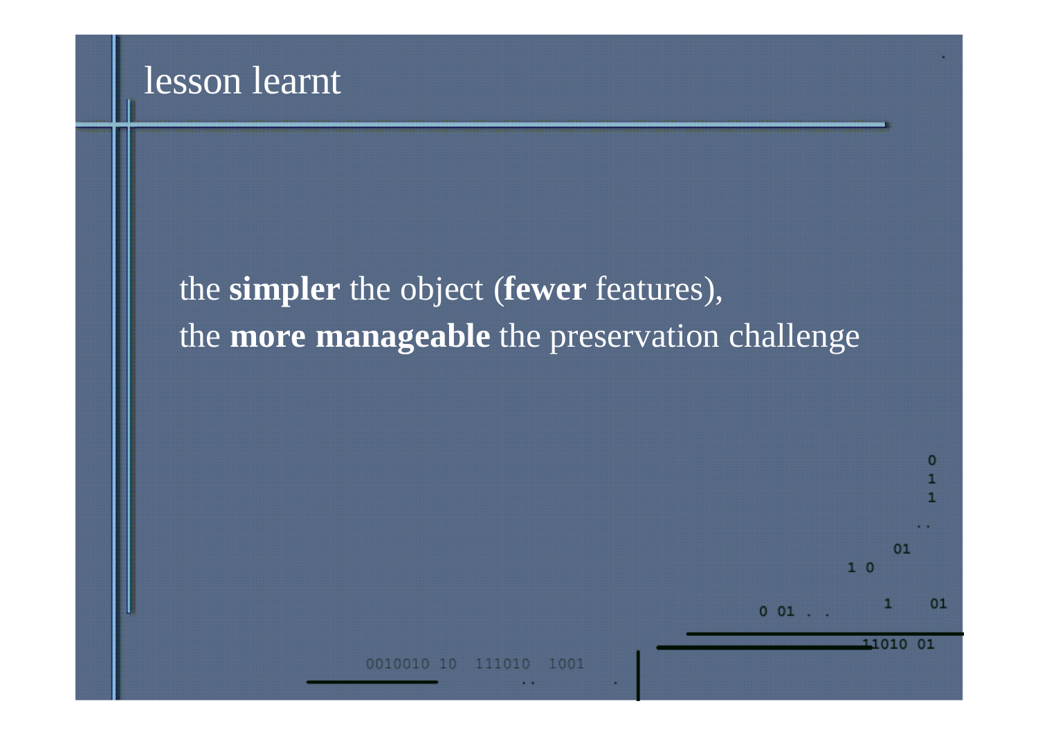# lesson learnt

the **simpler** the object (**fewer** features),
the **more manageable** the preservation challenge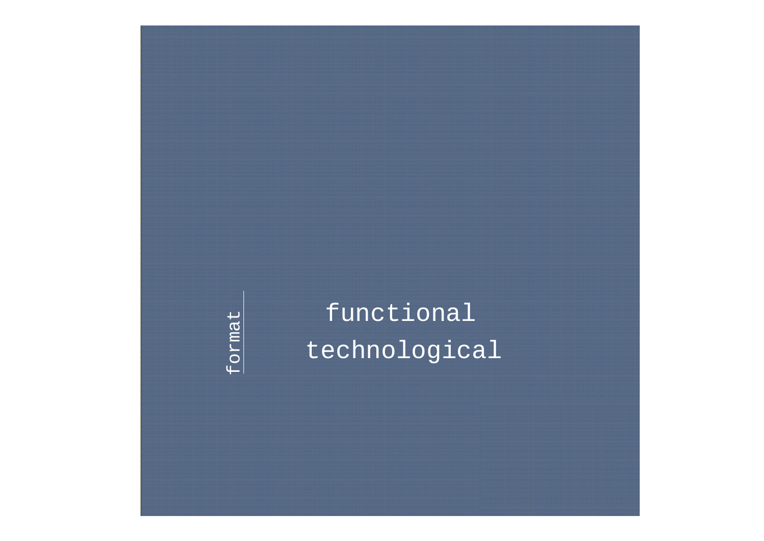format

functional

technological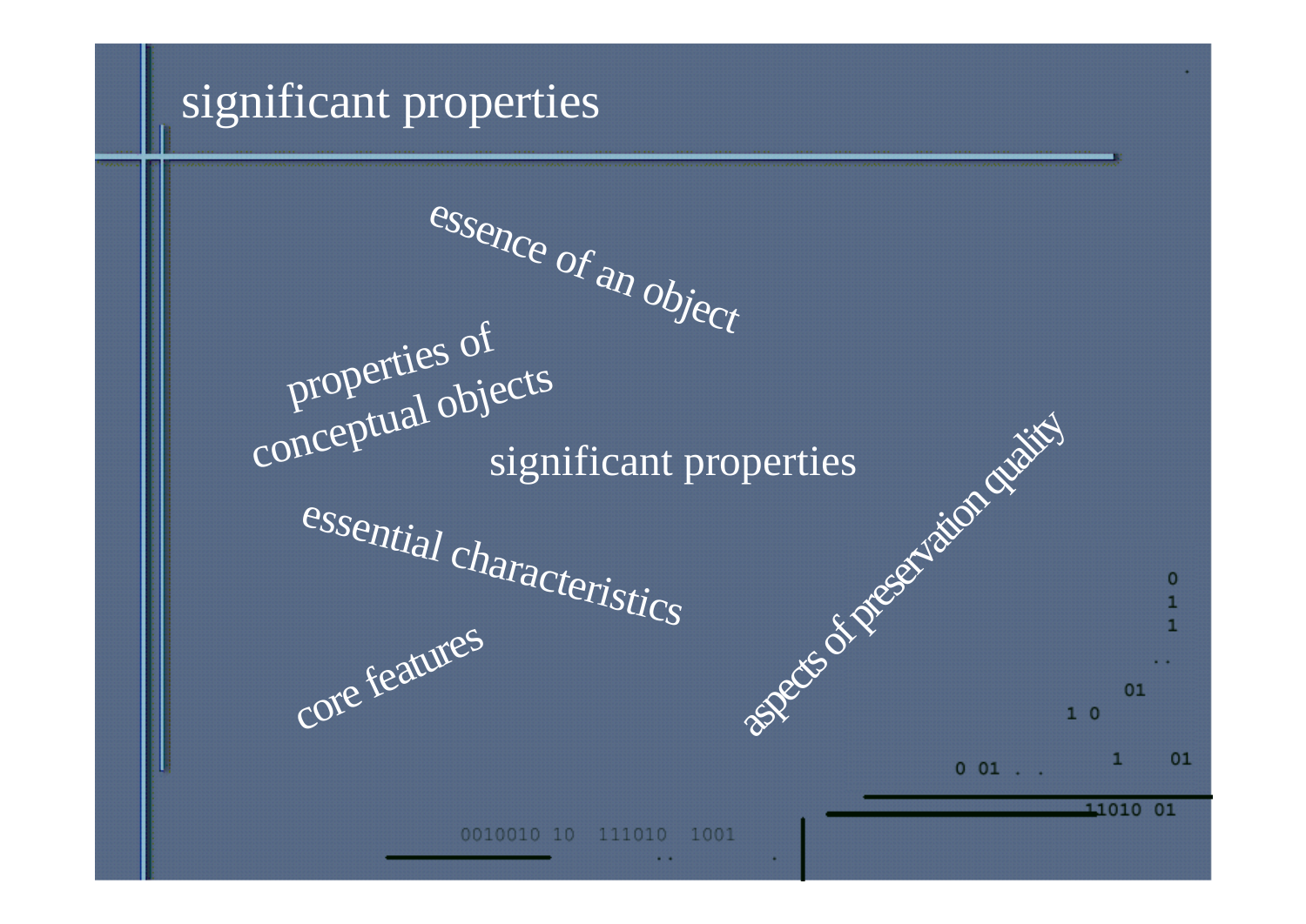# significant properties

essence of an object

properties of
conceptual objects

significant properties

essential characteristics

core features

aspects of preservation quality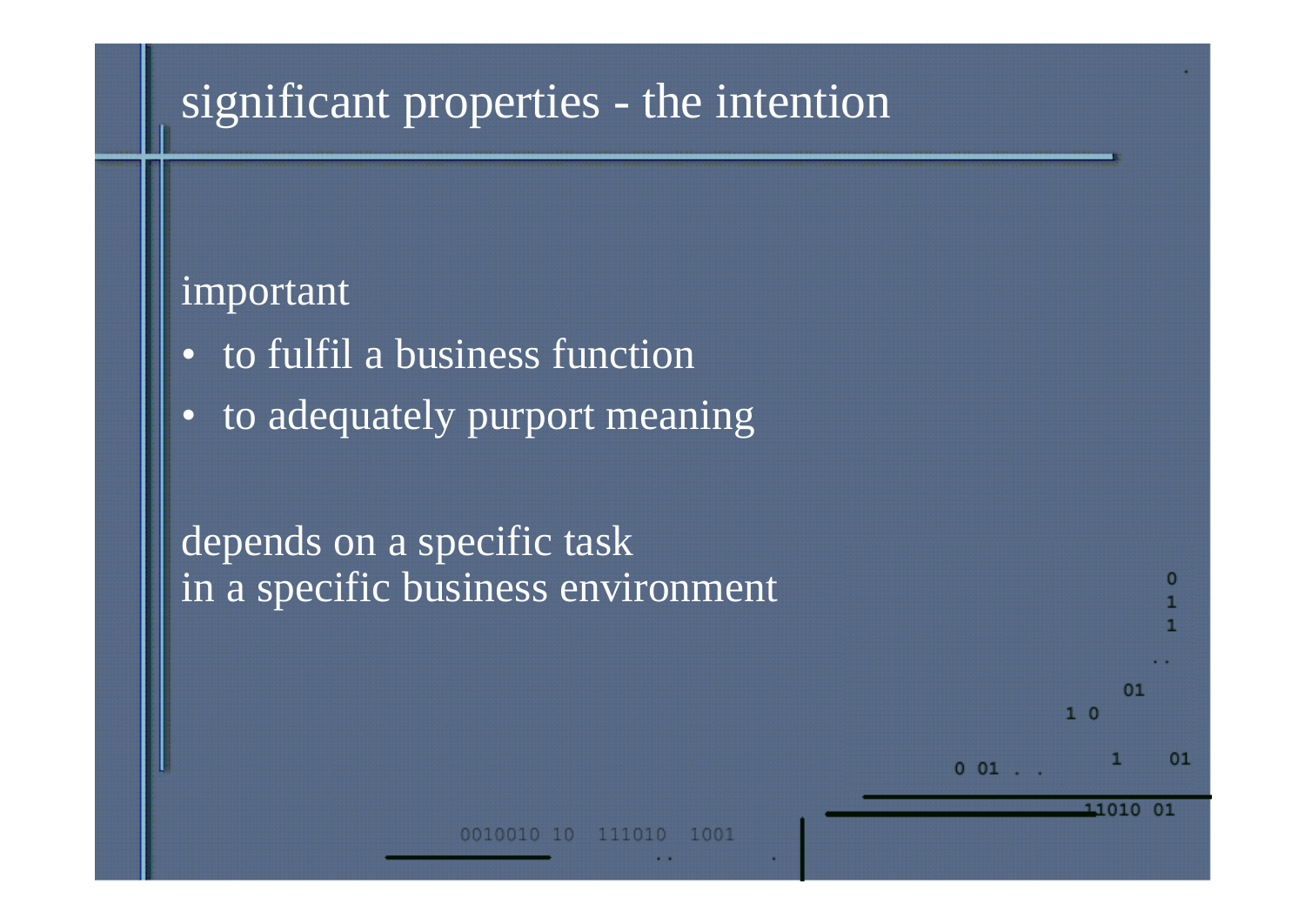# significant properties - the intention

important

- to fulfil a business function
- to adequately purport meaning

depends on a specific task
in a specific business environment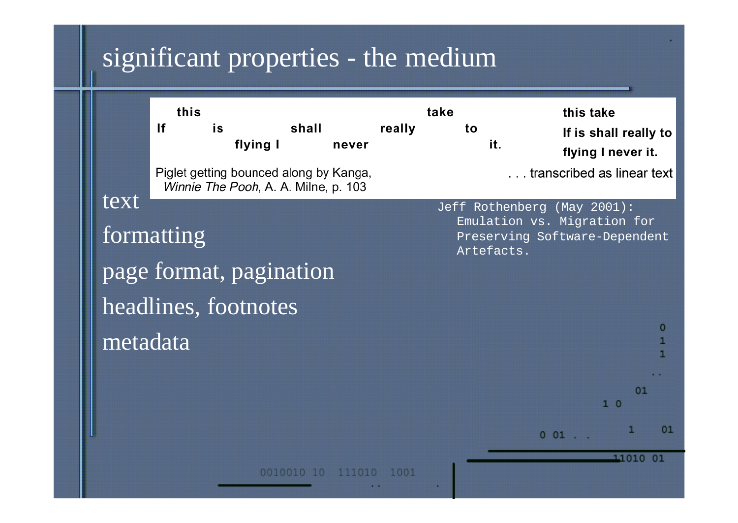# significant properties - the medium

```
     this                                   take
If        is         shall        really        to
               flying I       never                   it.
```

Piglet getting bounced along by Kanga,
*Winnie The Pooh*, A. A. Milne, p. 103

**this take**
**If is shall really to**
**flying I never it.**

. . . transcribed as linear text

Jeff Rothenberg (May 2001): Emulation vs. Migration for Preserving Software-Dependent Artefacts.

- text
- formatting
- page format, pagination
- headlines, footnotes
- metadata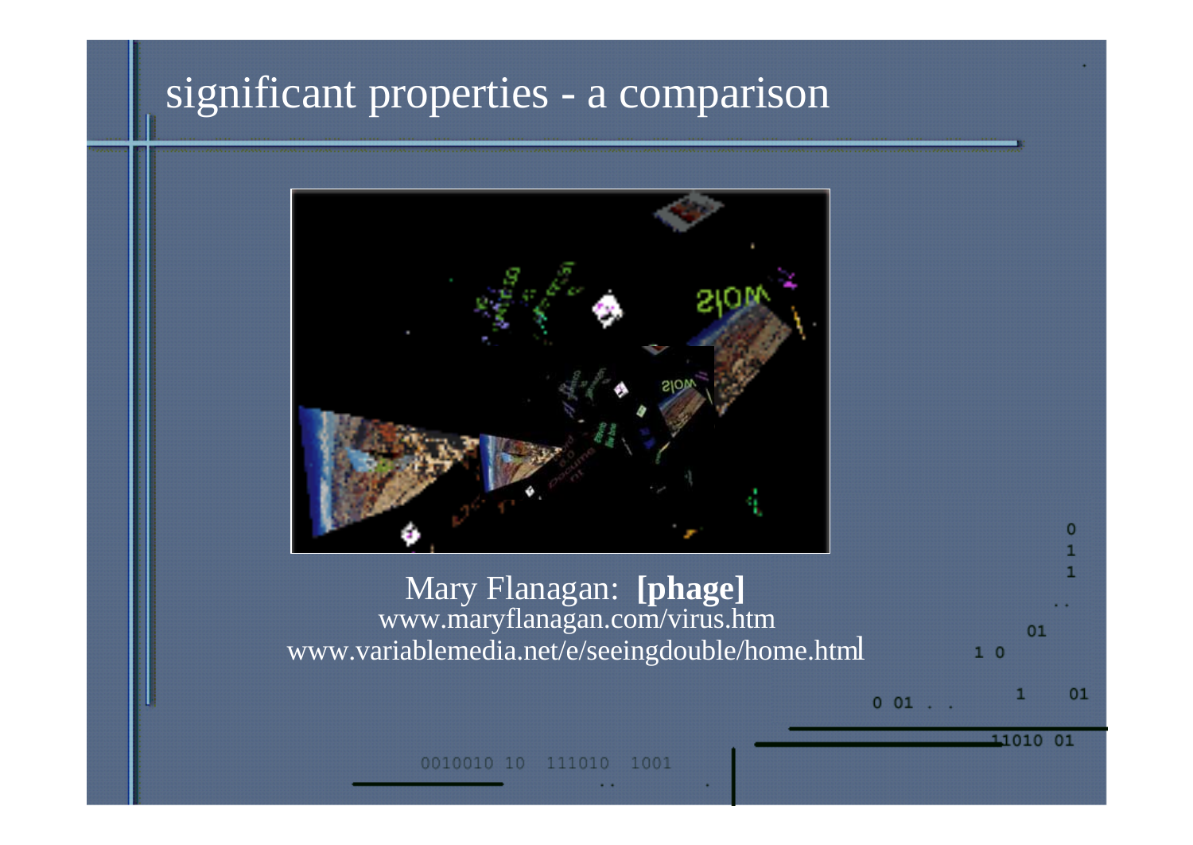# significant properties - a comparison

Mary Flanagan: **[phage]**
www.maryflanagan.com/virus.htm
www.variablemedia.net/e/seeingdouble/home.html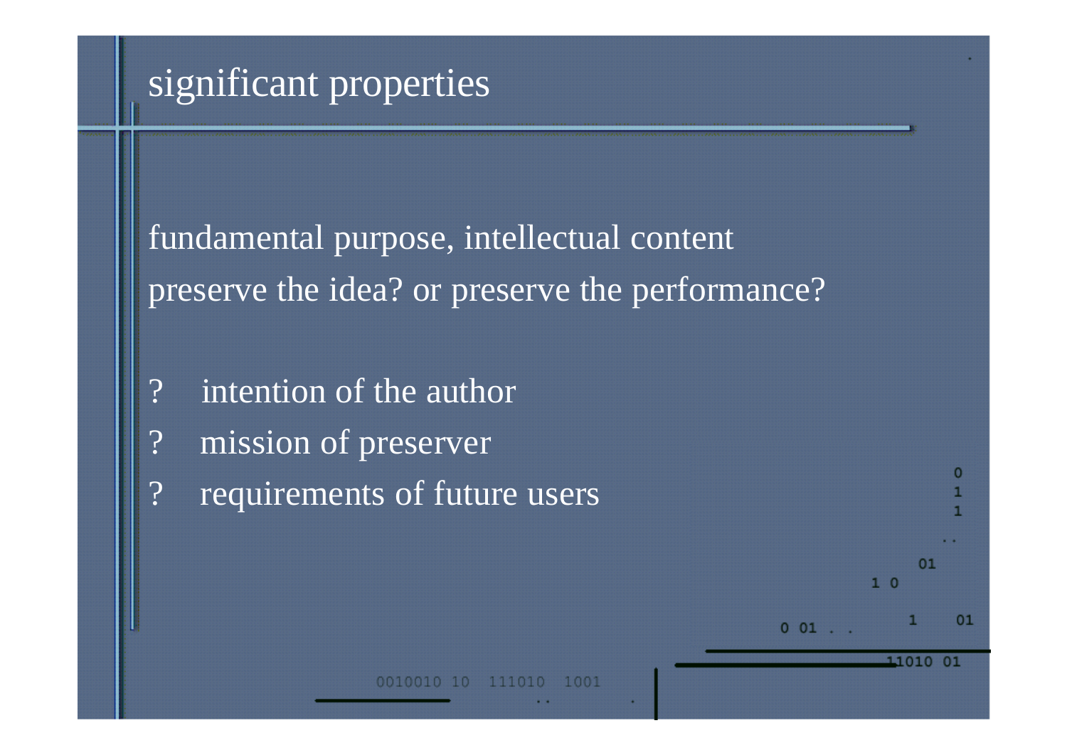# significant properties

fundamental purpose, intellectual content

preserve the idea? or preserve the performance?

- ? intention of the author
- ? mission of preserver
- ? requirements of future users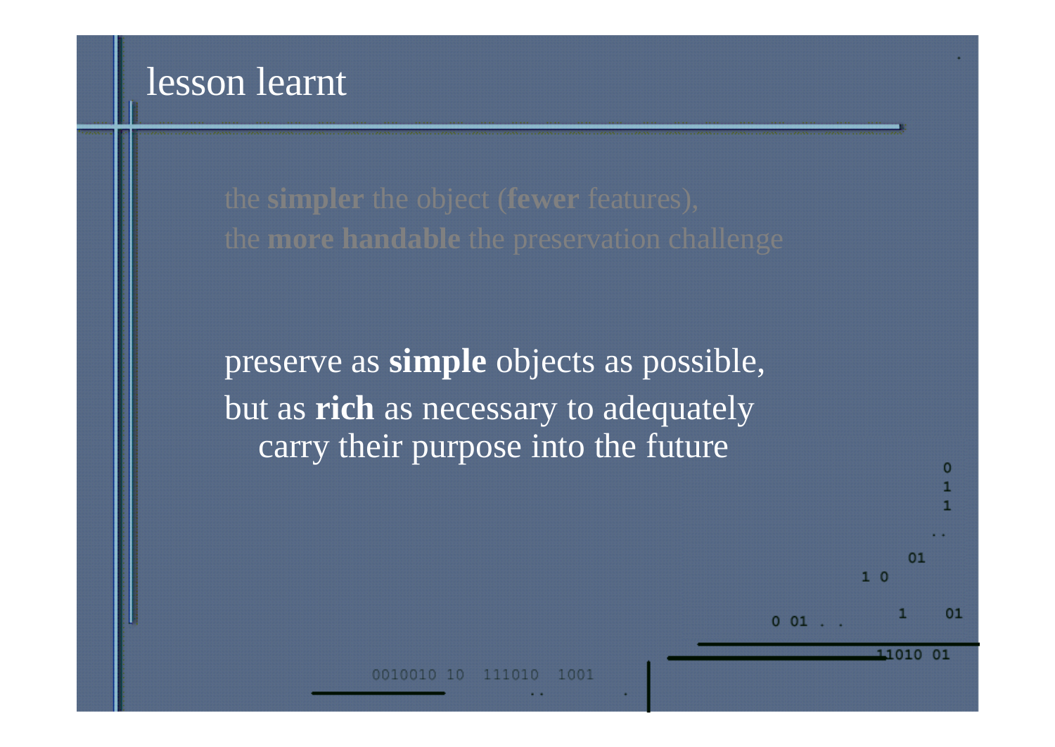# lesson learnt

the **simpler** the object (**fewer** features),
the **more handable** the preservation challenge

preserve as **simple** objects as possible,
but as **rich** as necessary to adequately carry their purpose into the future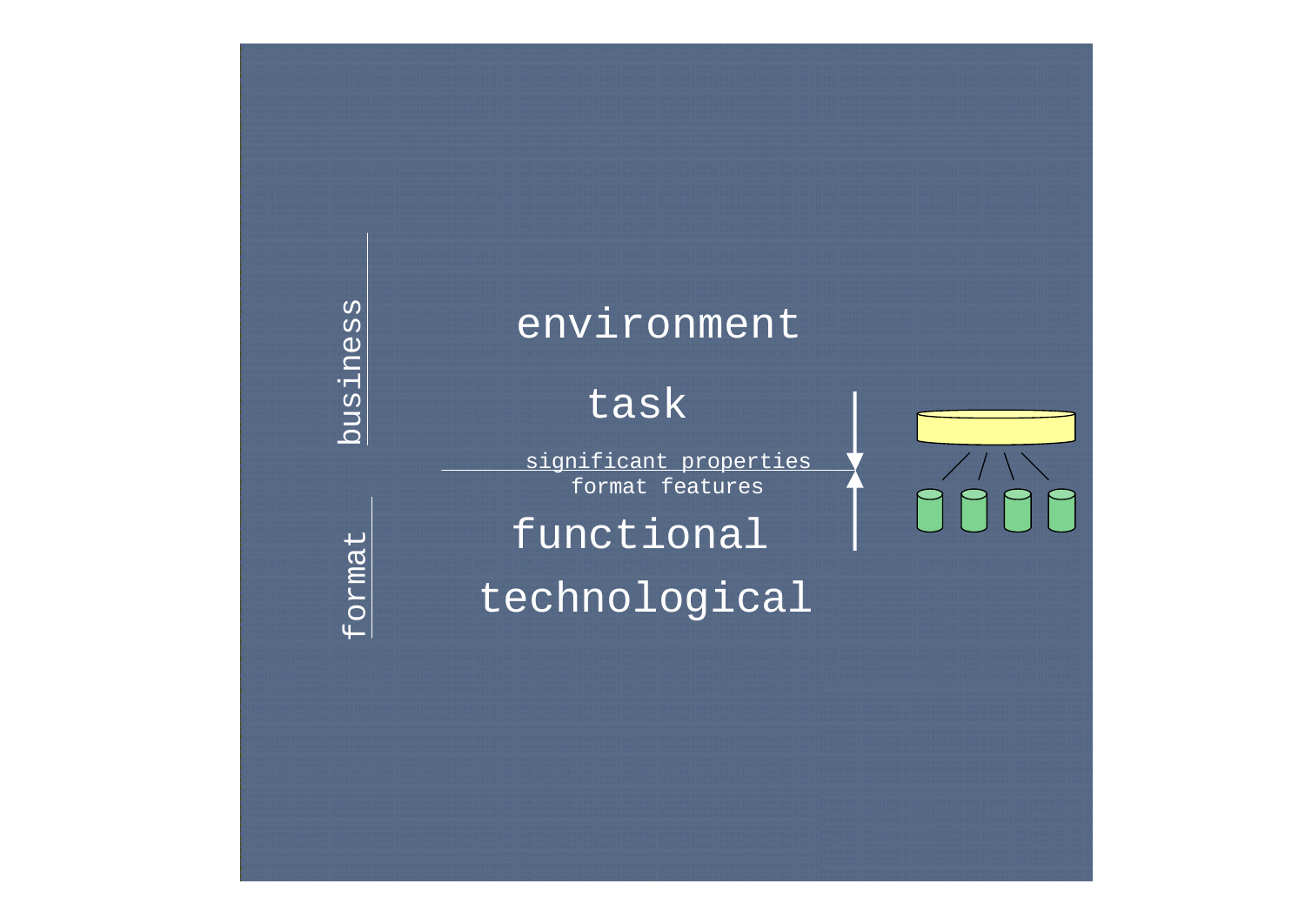business

environment

task

significant properties

format features

functional

technological

format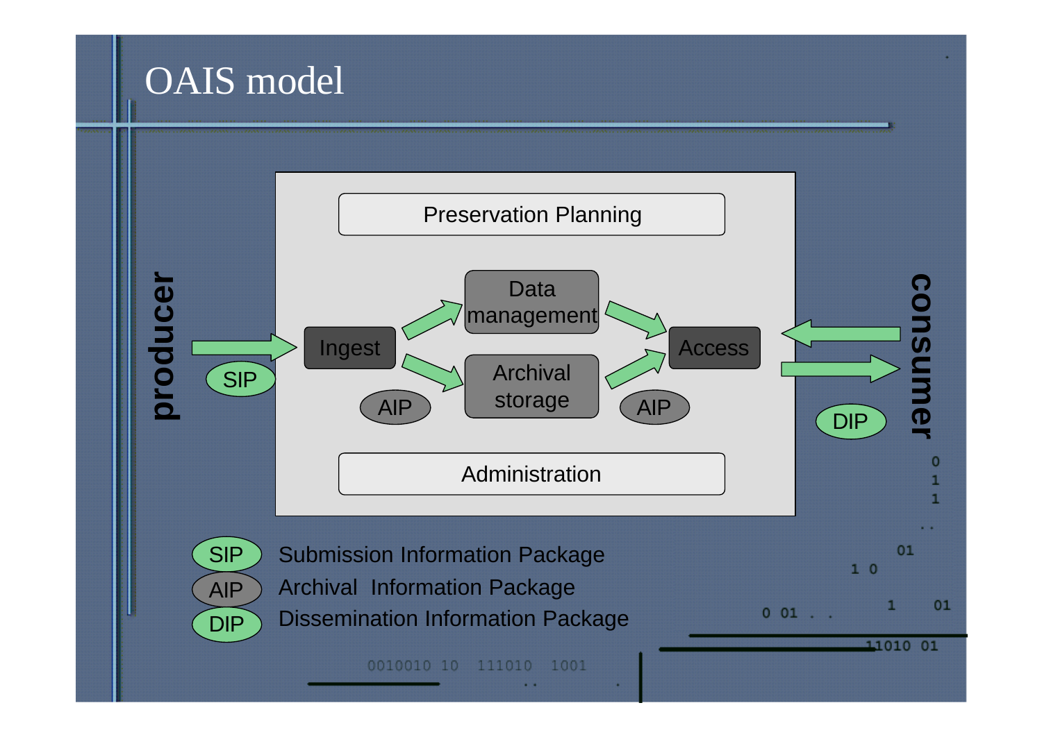# OAIS model

producer

SIP

Preservation Planning

Ingest

Data management

Archival storage

AIP

AIP

Access

Administration

consumer

DIP

SIP Submission Information Package

AIP Archival Information Package

DIP Dissemination Information Package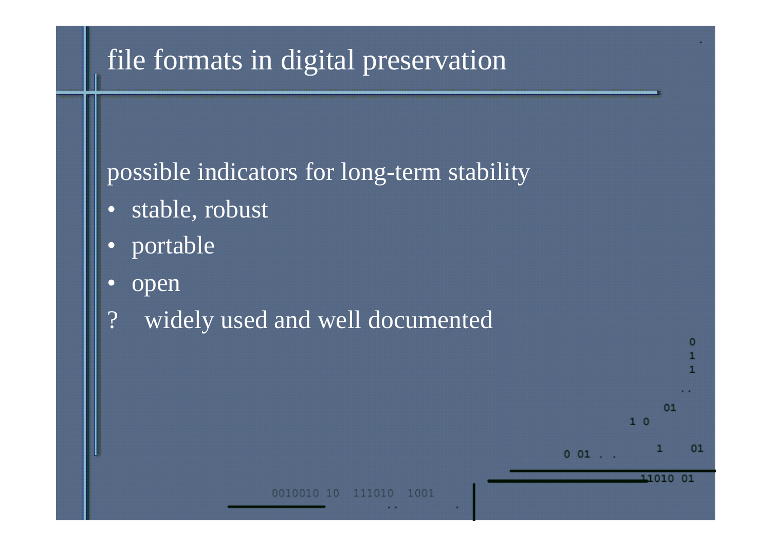# file formats in digital preservation

possible indicators for long-term stability

- stable, robust
- portable
- open

? widely used and well documented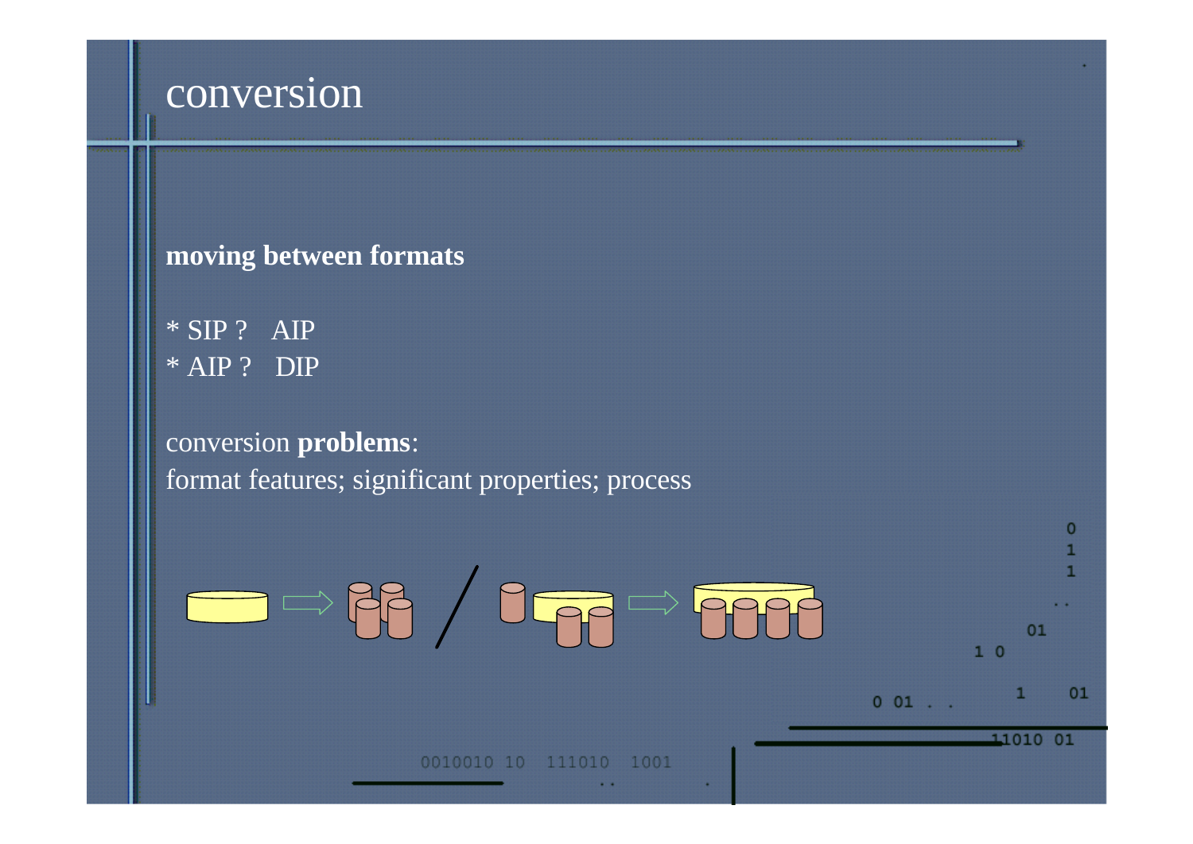# conversion

**moving between formats**

* SIP ?   AIP
* AIP ?   DIP

conversion **problems**:
format features; significant properties; process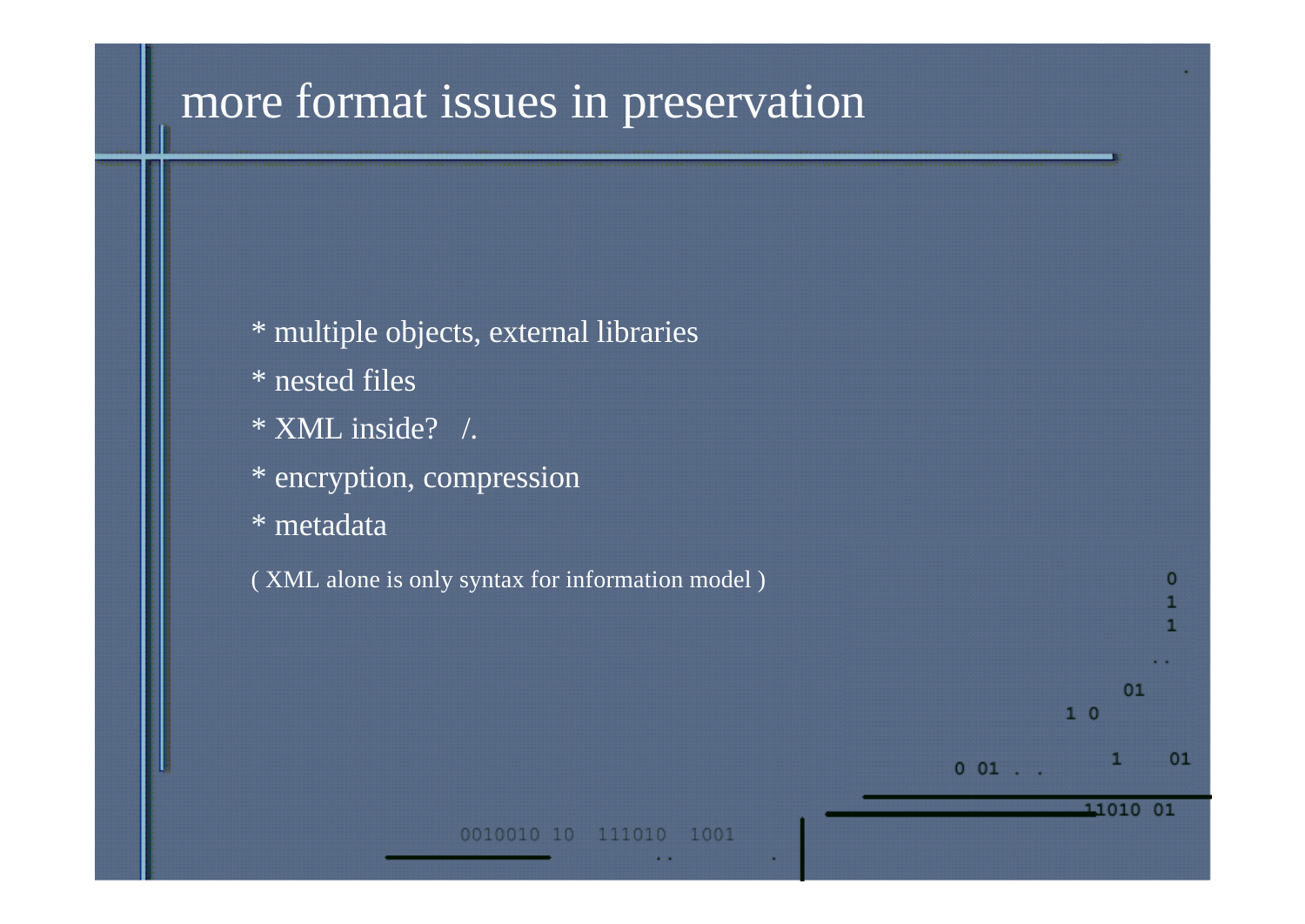# more format issues in preservation

* multiple objects, external libraries
* nested files
* XML inside?   /.
* encryption, compression
* metadata

( XML alone is only syntax for information model )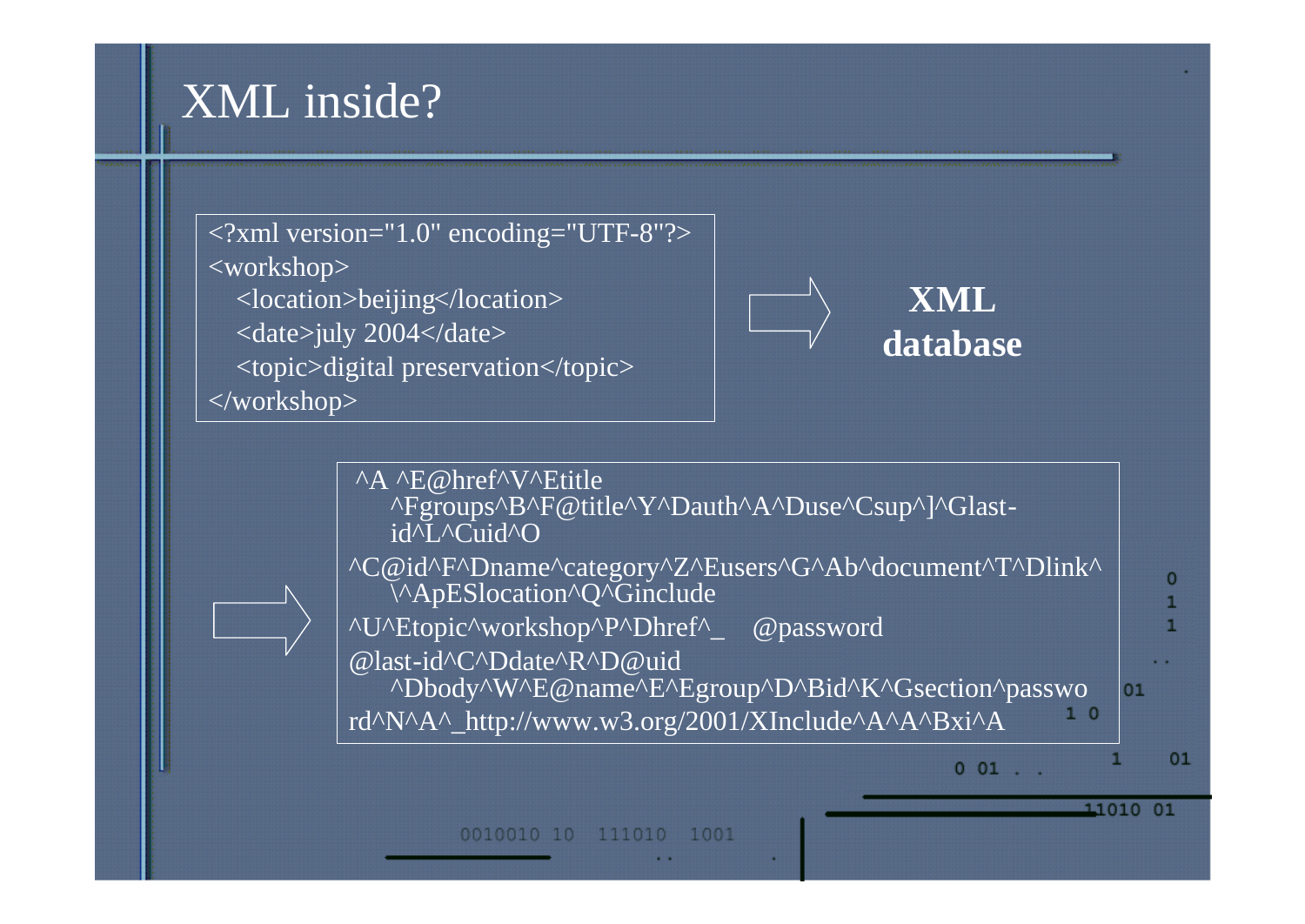# XML inside?

```
<?xml version="1.0" encoding="UTF-8"?>
<workshop>
   <location>beijing</location>
   <date>july 2004</date>
   <topic>digital preservation</topic>
</workshop>
```

⇨ **XML database**

⇨

```
^A ^E@href^V^Etitle
    ^Fgroups^B^F@title^Y^Dauth^A^Duse^Csup^]^Glast-
    id^L^Cuid^O
^C@id^F^Dname^category^Z^Eusers^G^Ab^document^T^Dlink^
    \^ApESlocation^Q^Ginclude
^U^Etopic^workshop^P^Dhref^_    @password
@last-id^C^Ddate^R^D@uid
    ^Dbody^W^E@name^E^Egroup^D^Bid^K^Gsection^passwo
rd^N^A^_http://www.w3.org/2001/XInclude^A^A^Bxi^A
```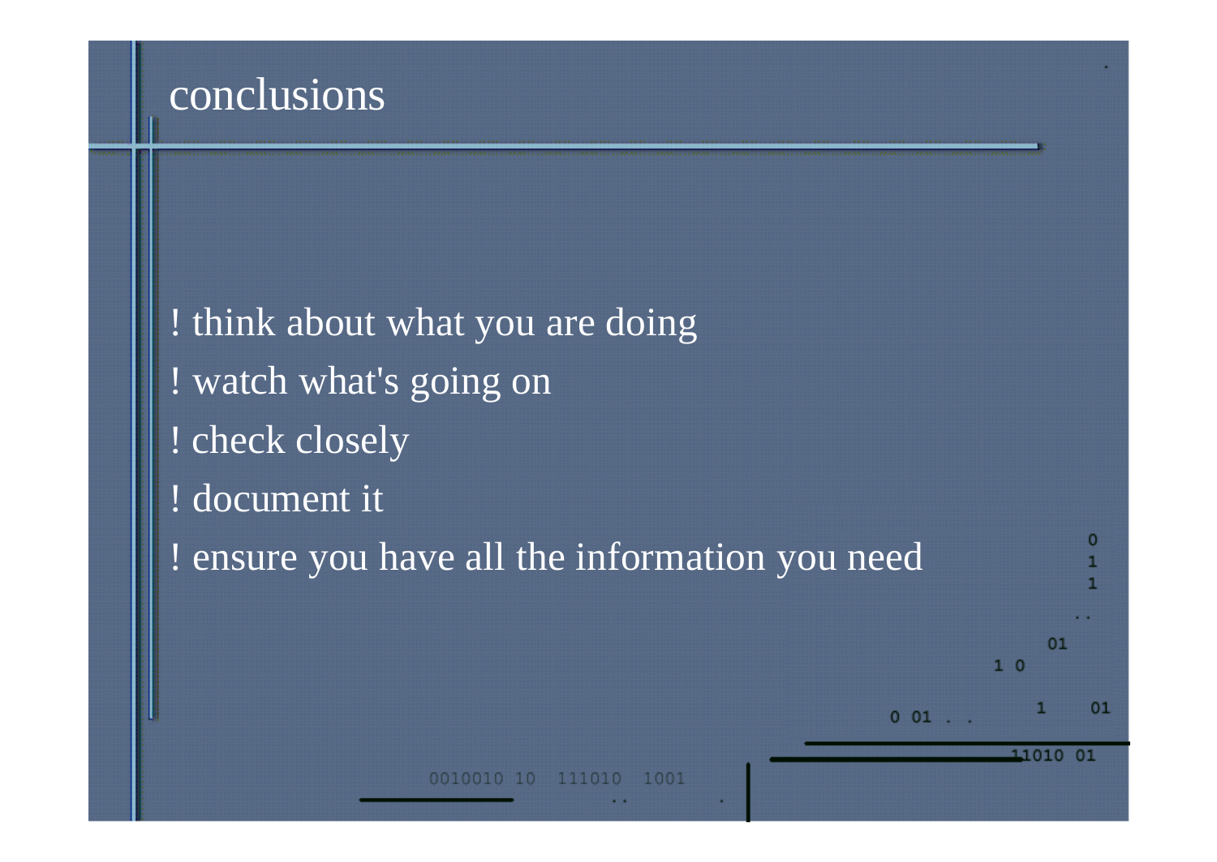# conclusions

- think about what you are doing
- watch what's going on
- check closely
- document it
- ensure you have all the information you need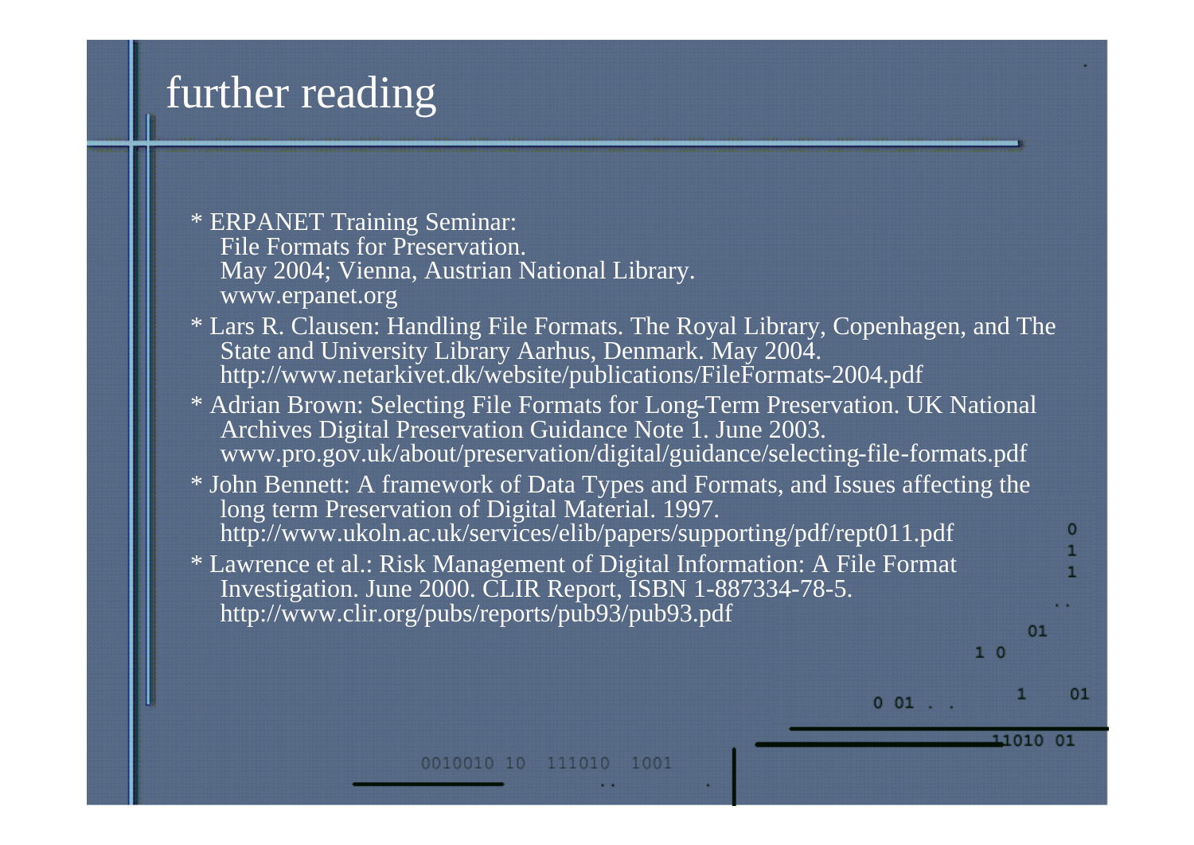# further reading

* ERPANET Training Seminar:
  File Formats for Preservation.
  May 2004; Vienna, Austrian National Library.
  www.erpanet.org
* Lars R. Clausen: Handling File Formats. The Royal Library, Copenhagen, and The State and University Library Aarhus, Denmark. May 2004.
  http://www.netarkivet.dk/website/publications/FileFormats-2004.pdf
* Adrian Brown: Selecting File Formats for Long-Term Preservation. UK National Archives Digital Preservation Guidance Note 1. June 2003.
  www.pro.gov.uk/about/preservation/digital/guidance/selecting-file-formats.pdf
* John Bennett: A framework of Data Types and Formats, and Issues affecting the long term Preservation of Digital Material. 1997.
  http://www.ukoln.ac.uk/services/elib/papers/supporting/pdf/rept011.pdf
* Lawrence et al.: Risk Management of Digital Information: A File Format Investigation. June 2000. CLIR Report, ISBN 1-887334-78-5.
  http://www.clir.org/pubs/reports/pub93/pub93.pdf